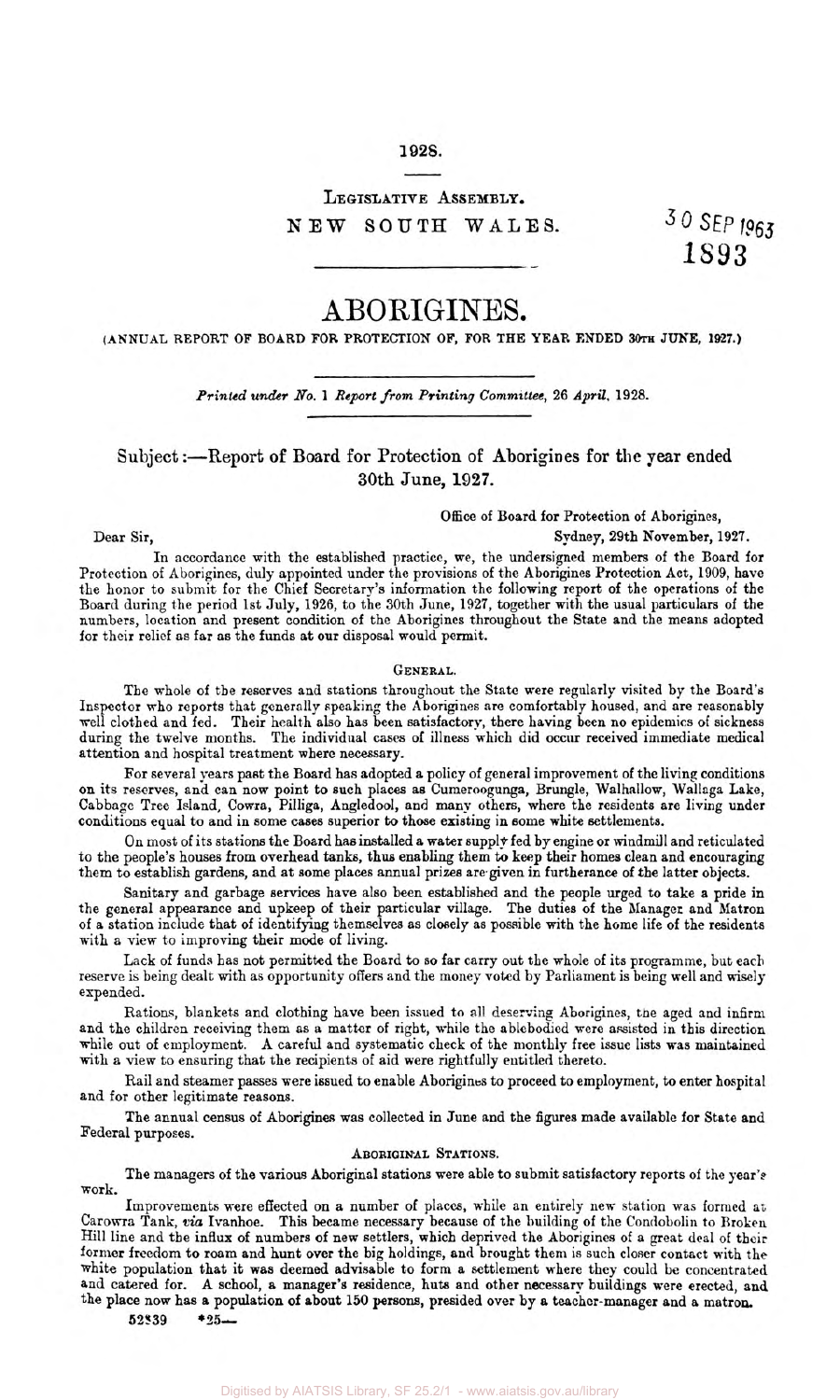1928.

LEGISLATIVE ASSEMBLY.

NEW SOUTH WALES.

30 SEP 1963
1893

# ABORIGINES.

(ANNUAL REPORT OF BOARD FOR PROTECTION OF, FOR THE YEAR ENDED 30TH JUNE, 1927.)

*Printed under No. 1 Report from Printing Committee, 26 April, 1928.*

## Subject:—Report of Board for Protection of Aborigines for the year ended 30th June, 1927.

Office of Board for Protection of Aborigines,
Sydney, 29th November, 1927.

Dear Sir,

In accordance with the established practice, we, the undersigned members of the Board for Protection of Aborigines, duly appointed under the provisions of the Aborigines Protection Act, 1909, have the honor to submit for the Chief Secretary's information the following report of the operations of the Board during the period 1st July, 1926, to the 30th June, 1927, together with the usual particulars of the numbers, location and present condition of the Aborigines throughout the State and the means adopted for their relief as far as the funds at our disposal would permit.

### GENERAL.

The whole of the reserves and stations throughout the State were regularly visited by the Board's Inspector who reports that generally speaking the Aborigines are comfortably housed, and are reasonably well clothed and fed. Their health also has been satisfactory, there having been no epidemics of sickness during the twelve months. The individual cases of illness which did occur received immediate medical attention and hospital treatment where necessary.

For several years past the Board has adopted a policy of general improvement of the living conditions on its reserves, and can now point to such places as Cumeroogunga, Brungle, Walhallow, Wallaga Lake, Cabbage Tree Island, Cowra, Pilliga, Angledool, and many others, where the residents are living under conditions equal to and in some cases superior to those existing in some white settlements.

On most of its stations the Board has installed a water supply fed by engine or windmill and reticulated to the people's houses from overhead tanks, thus enabling them to keep their homes clean and encouraging them to establish gardens, and at some places annual prizes are given in furtherance of the latter objects.

Sanitary and garbage services have also been established and the people urged to take a pride in the general appearance and upkeep of their particular village. The duties of the Manager and Matron of a station include that of identifying themselves as closely as possible with the home life of the residents with a view to improving their mode of living.

Lack of funds has not permitted the Board to so far carry out the whole of its programme, but each reserve is being dealt with as opportunity offers and the money voted by Parliament is being well and wisely expended.

Rations, blankets and clothing have been issued to all deserving Aborigines, the aged and infirm and the children receiving them as a matter of right, while the ablebodied were assisted in this direction while out of employment. A careful and systematic check of the monthly free issue lists was maintained with a view to ensuring that the recipients of aid were rightfully entitled thereto.

Rail and steamer passes were issued to enable Aborigines to proceed to employment, to enter hospital and for other legitimate reasons.

The annual census of Aborigines was collected in June and the figures made available for State and Federal purposes.

### ABORIGINAL STATIONS.

The managers of the various Aboriginal stations were able to submit satisfactory reports of the year's work.

Improvements were effected on a number of places, while an entirely new station was formed at Carowra Tank, *via* Ivanhoe. This became necessary because of the building of the Condobolin to Broken Hill line and the influx of numbers of new settlers, which deprived the Aborigines of a great deal of their former freedom to roam and hunt over the big holdings, and brought them is such closer contact with the white population that it was deemed advisable to form a settlement where they could be concentrated and catered for. A school, a manager's residence, huts and other necessary buildings were erected, and the place now has a population of about 150 persons, presided over by a teacher-manager and a matron.

52839 *25—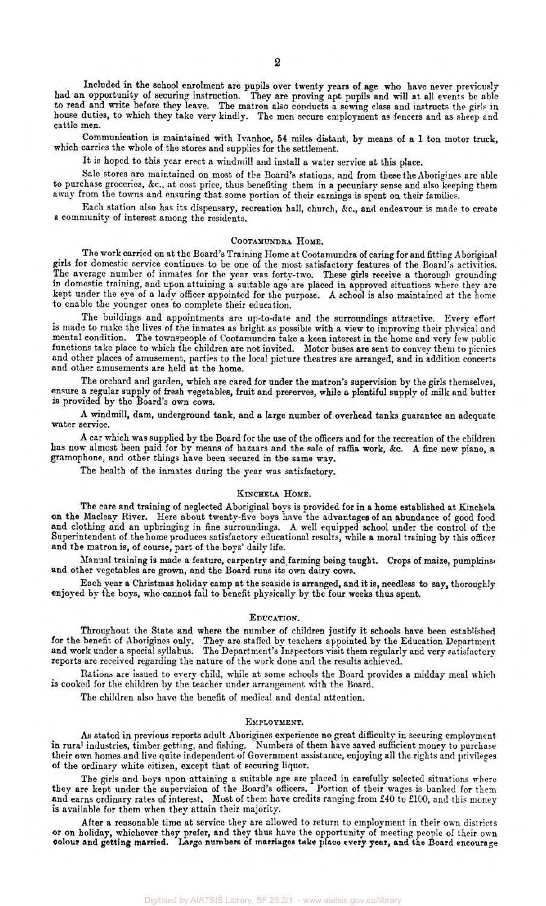Included in the school enrolment are pupils over twenty years of age who have never previously had an opportunity of securing instruction. They are proving apt pupils and will at all events be able to read and write before they leave. The matron also conducts a sewing class and instructs the girls in house duties, to which they take very kindly. The men secure employment as fencers and as sheep and cattle men.

Communication is maintained with Ivanhoe, 54 miles distant, by means of a 1 ton motor truck, which carries the whole of the stores and supplies for the settlement.

It is hoped to this year erect a windmill and install a water service at this place.

Sale stores are maintained on most of the Board's stations, and from these the Aborigines are able to purchase groceries, &c., at cost price, thus benefiting them in a pecuniary sense and also keeping them away from the towns and ensuring that some portion of their earnings is spent on their families.

Each station also has its dispensary, recreation hall, church, &c., and endeavour is made to create a community of interest among the residents.

## Cootamundra Home.

The work carried on at the Board's Training Home at Cootamundra of caring for and fitting Aboriginal girls for domestic service continues to be one of the most satisfactory features of the Board's activities. The average number of inmates for the year was forty-two. These girls receive a thorough grounding in domestic training, and upon attaining a suitable age are placed in approved situations where they are kept under the eye of a lady officer appointed for the purpose. A school is also maintained at the home to enable the younger ones to complete their education.

The buildings and appointments are up-to-date and the surroundings attractive. Every effort is made to make the lives of the inmates as bright as possible with a view to improving their physical and mental condition. The townspeople of Cootamundra take a keen interest in the home and very few public functions take place to which the children are not invited. Motor buses are sent to convey them to picnics and other places of amusement, parties to the local picture theatres are arranged, and in addition concerts and other amusements are held at the home.

The orchard and garden, which are cared for under the matron's supervision by the girls themselves, ensure a regular supply of fresh vegetables, fruit and preserves, while a plentiful supply of milk and butter is provided by the Board's own cows.

A windmill, dam, underground tank, and a large number of overhead tanks guarantee an adequate water service.

A car which was supplied by the Board for the use of the officers and for the recreation of the children has now almost been paid for by means of bazaars and the sale of raffia work, &c. A fine new piano, a gramophone, and other things have been secured in the same way.

The health of the inmates during the year was satisfactory.

## Kinchela Home.

The care and training of neglected Aboriginal boys is provided for in a home established at Kinchela on the Macleay River. Here about twenty-five boys have the advantages of an abundance of good food and clothing and an upbringing in fine surroundings. A well equipped school under the control of the Superintendent of the home produces satisfactory educational results, while a moral training by this officer and the matron is, of course, part of the boys' daily life.

Manual training is made a feature, carpentry and farming being taught. Crops of maize, pumpkins, and other vegetables are grown, and the Board runs its own dairy cows.

Each year a Christmas holiday camp at the seaside is arranged, and it is, needless to say, thoroughly enjoyed by the boys, who cannot fail to benefit physically by the four weeks thus spent.

## Education.

Throughout the State and where the number of children justify it schools have been established for the benefit of Aborigines only. They are staffed by teachers appointed by the Education Department and work under a special syllabus. The Department's Inspectors visit them regularly and very satisfactory reports are received regarding the nature of the work done and the results achieved.

Rations are issued to every child, while at some schools the Board provides a midday meal which is cooked for the children by the teacher under arrangement with the Board.

The children also have the benefit of medical and dental attention.

## Employment.

As stated in previous reports adult Aborigines experience no great difficulty in securing employment in rural industries, timber getting, and fishing. Numbers of them have saved sufficient money to purchase their own homes and live quite independent of Government assistance, enjoying all the rights and privileges of the ordinary white citizen, except that of securing liquor.

The girls and boys upon attaining a suitable age are placed in carefully selected situations where they are kept under the supervision of the Board's officers. Portion of their wages is banked for them and earns ordinary rates of interest. Most of them have credits ranging from £40 to £100, and this money is available for them when they attain their majority.

After a reasonable time at service they are allowed to return to employment in their own districts or on holiday, whichever they prefer, and they thus have the opportunity of meeting people of their own colour and getting married. Large numbers of marriages take place every year, and the Board encourage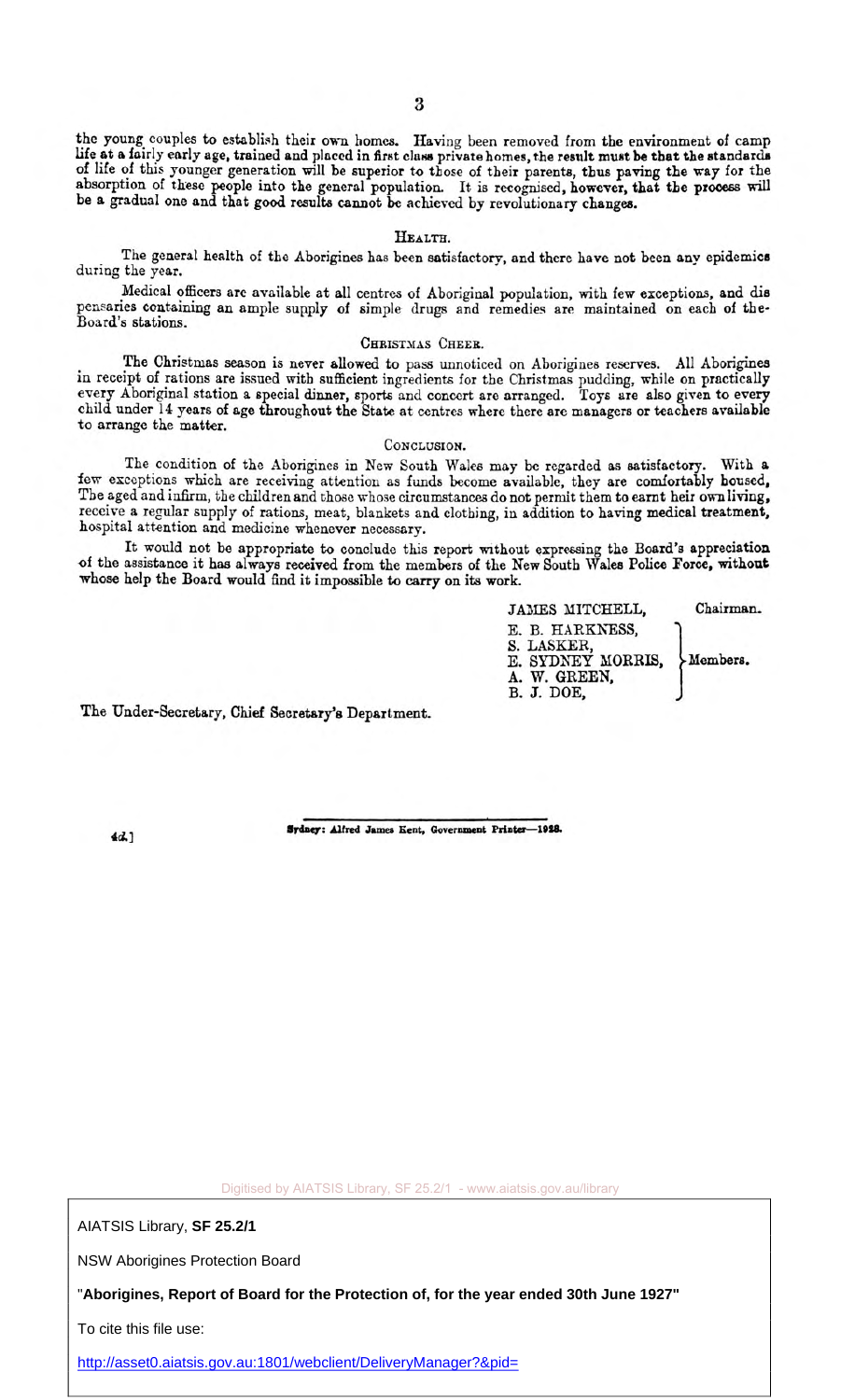the young couples to establish their own homes. Having been removed from the environment of camp life at a fairly early age, trained and placed in first class private homes, the result must be that the standards of life of this younger generation will be superior to those of their parents, thus paving the way for the absorption of these people into the general population. It is recognised, however, that the process will be a gradual one and that good results cannot be achieved by revolutionary changes.

## HEALTH.

The general health of the Aborigines has been satisfactory, and there have not been any epidemics during the year.

Medical officers are available at all centres of Aboriginal population, with few exceptions, and dispensaries containing an ample supply of simple drugs and remedies are maintained on each of the Board's stations.

## CHRISTMAS CHEER.

The Christmas season is never allowed to pass unnoticed on Aborigines reserves. All Aborigines in receipt of rations are issued with sufficient ingredients for the Christmas pudding, while on practically every Aboriginal station a special dinner, sports and concert are arranged. Toys are also given to every child under 14 years of age throughout the State at centres where there are managers or teachers available to arrange the matter.

## CONCLUSION.

The condition of the Aborigines in New South Wales may be regarded as satisfactory. With a few exceptions which are receiving attention as funds become available, they are comfortably housed. The aged and infirm, the children and those whose circumstances do not permit them to earnt heir own living, receive a regular supply of rations, meat, blankets and clothing, in addition to having medical treatment, hospital attention and medicine whenever necessary.

It would not be appropriate to conclude this report without expressing the Board's appreciation of the assistance it has always received from the members of the New South Wales Police Force, without whose help the Board would find it impossible to carry on its work.

JAMES MITCHELL, Chairman.

E. B. HARKNESS,
S. LASKER,
E. SYDNEY MORRIS,
A. W. GREEN,
B. J. DOE, } Members.

The Under-Secretary, Chief Secretary's Department.

4d.]

Sydney: Alfred James Kent, Government Printer—1928.

AIATSIS Library, **SF 25.2/1**

NSW Aborigines Protection Board

"**Aborigines, Report of Board for the Protection of, for the year ended 30th June 1927**"

To cite this file use:

http://asset0.aiatsis.gov.au:1801/webclient/DeliveryManager?&pid=